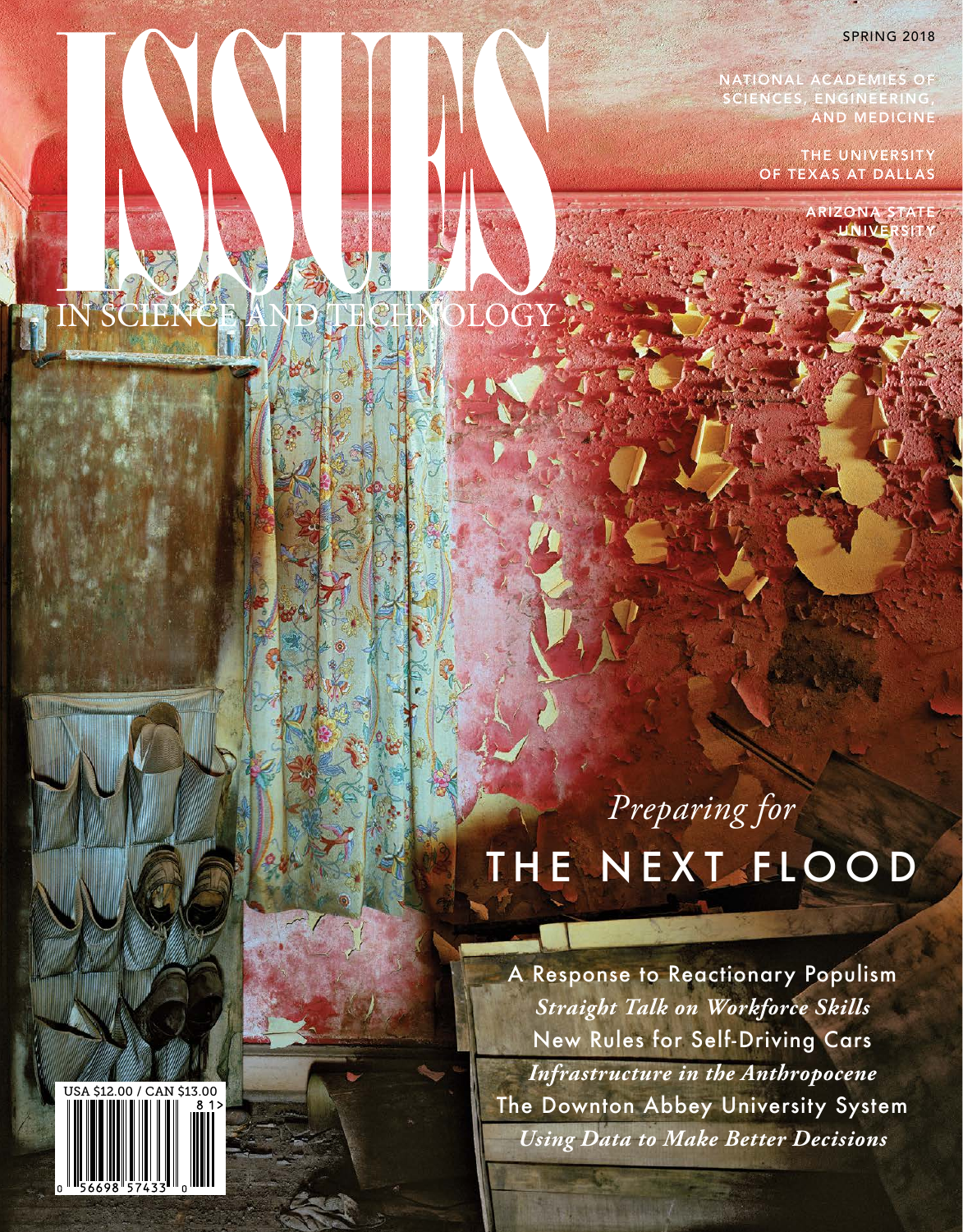# ISSUES IN SCIENCE AND TECHNOLOGY

SPRING 2018

NATIONAL ACADEMIES OF SCIENCES, ENGINEERING, AND MEDICINE

THE UNIVERSITY OF TEXAS AT DALLAS

ARIZONA STATE UNIVERSITY

## *Preparing for* THE NEXT FLOOD

A Response to Reactionary Populism

***Straight Talk on Workforce Skills***

New Rules for Self-Driving Cars

***Infrastructure in the Anthropocene***

The Downton Abbey University System

***Using Data to Make Better Decisions***

USA $12.00 / CAN $13.00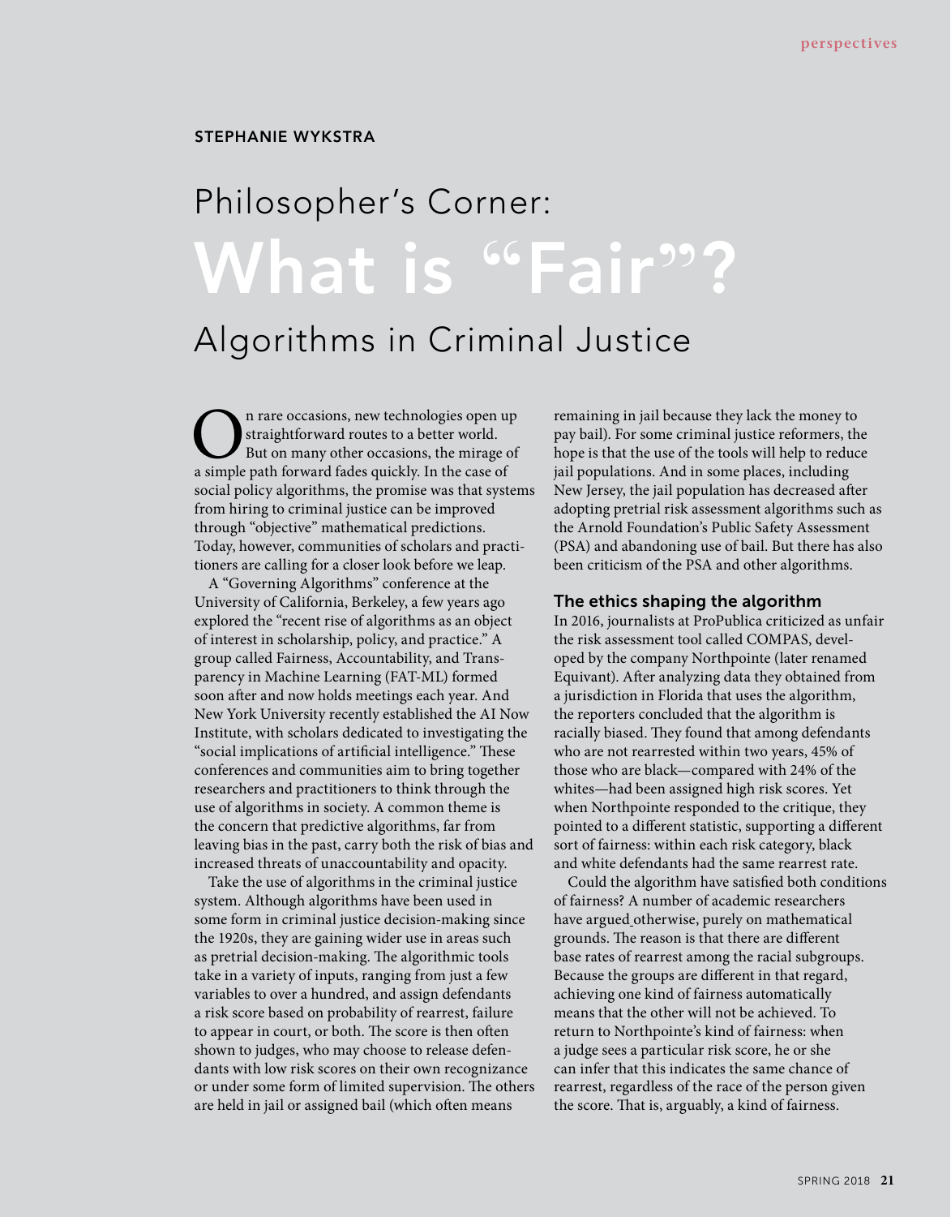STEPHANIE WYKSTRA

# Philosopher's Corner: What is "Fair"? Algorithms in Criminal Justice

On rare occasions, new technologies open up straightforward routes to a better world. But on many other occasions, the mirage of a simple path forward fades quickly. In the case of social policy algorithms, the promise was that systems from hiring to criminal justice can be improved through "objective" mathematical predictions. Today, however, communities of scholars and practitioners are calling for a closer look before we leap.

A "Governing Algorithms" conference at the University of California, Berkeley, a few years ago explored the "recent rise of algorithms as an object of interest in scholarship, policy, and practice." A group called Fairness, Accountability, and Transparency in Machine Learning (FAT-ML) formed soon after and now holds meetings each year. And New York University recently established the AI Now Institute, with scholars dedicated to investigating the "social implications of artificial intelligence." These conferences and communities aim to bring together researchers and practitioners to think through the use of algorithms in society. A common theme is the concern that predictive algorithms, far from leaving bias in the past, carry both the risk of bias and increased threats of unaccountability and opacity.

Take the use of algorithms in the criminal justice system. Although algorithms have been used in some form in criminal justice decision-making since the 1920s, they are gaining wider use in areas such as pretrial decision-making. The algorithmic tools take in a variety of inputs, ranging from just a few variables to over a hundred, and assign defendants a risk score based on probability of rearrest, failure to appear in court, or both. The score is then often shown to judges, who may choose to release defendants with low risk scores on their own recognizance or under some form of limited supervision. The others are held in jail or assigned bail (which often means remaining in jail because they lack the money to pay bail). For some criminal justice reformers, the hope is that the use of the tools will help to reduce jail populations. And in some places, including New Jersey, the jail population has decreased after adopting pretrial risk assessment algorithms such as the Arnold Foundation's Public Safety Assessment (PSA) and abandoning use of bail. But there has also been criticism of the PSA and other algorithms.

## The ethics shaping the algorithm

In 2016, journalists at ProPublica criticized as unfair the risk assessment tool called COMPAS, developed by the company Northpointe (later renamed Equivant). After analyzing data they obtained from a jurisdiction in Florida that uses the algorithm, the reporters concluded that the algorithm is racially biased. They found that among defendants who are not rearrested within two years, 45% of those who are black—compared with 24% of the whites—had been assigned high risk scores. Yet when Northpointe responded to the critique, they pointed to a different statistic, supporting a different sort of fairness: within each risk category, black and white defendants had the same rearrest rate.

Could the algorithm have satisfied both conditions of fairness? A number of academic researchers have argued otherwise, purely on mathematical grounds. The reason is that there are different base rates of rearrest among the racial subgroups. Because the groups are different in that regard, achieving one kind of fairness automatically means that the other will not be achieved. To return to Northpointe's kind of fairness: when a judge sees a particular risk score, he or she can infer that this indicates the same chance of rearrest, regardless of the race of the person given the score. That is, arguably, a kind of fairness.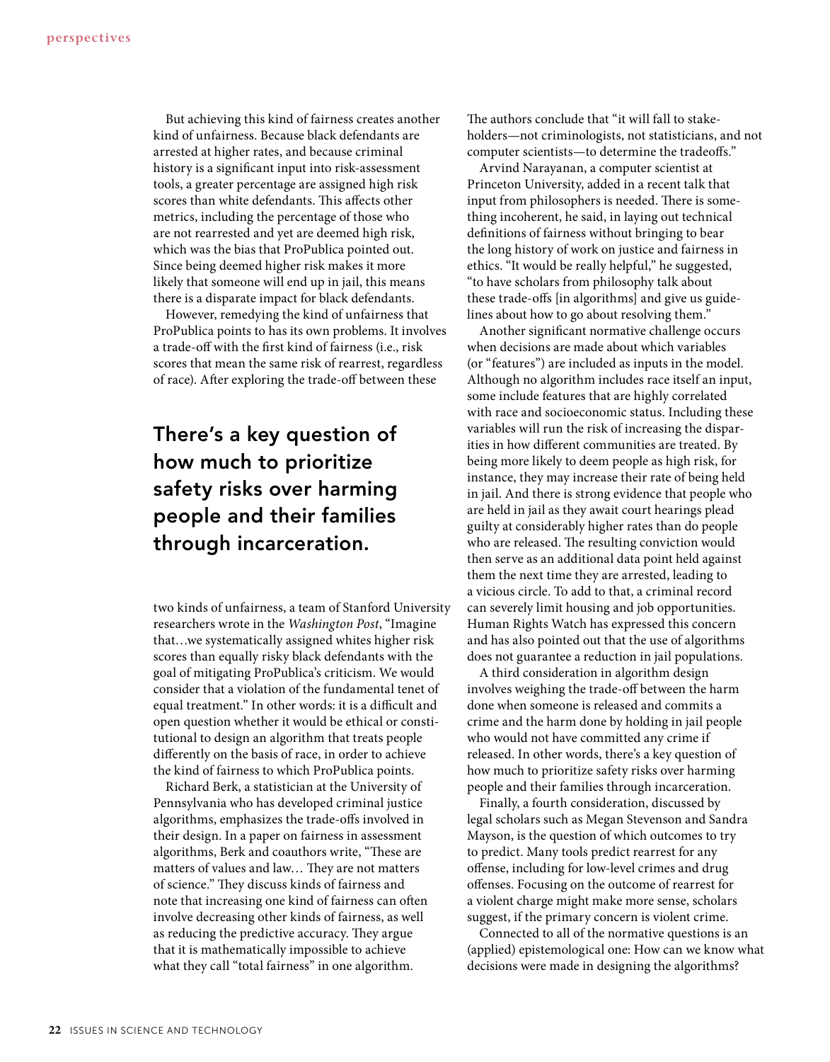But achieving this kind of fairness creates another kind of unfairness. Because black defendants are arrested at higher rates, and because criminal history is a significant input into risk-assessment tools, a greater percentage are assigned high risk scores than white defendants. This affects other metrics, including the percentage of those who are not rearrested and yet are deemed high risk, which was the bias that ProPublica pointed out. Since being deemed higher risk makes it more likely that someone will end up in jail, this means there is a disparate impact for black defendants.

However, remedying the kind of unfairness that ProPublica points to has its own problems. It involves a trade-off with the first kind of fairness (i.e., risk scores that mean the same risk of rearrest, regardless of race). After exploring the trade-off between these two kinds of unfairness, a team of Stanford University researchers wrote in the *Washington Post*, "Imagine that…we systematically assigned whites higher risk scores than equally risky black defendants with the goal of mitigating ProPublica's criticism. We would consider that a violation of the fundamental tenet of equal treatment." In other words: it is a difficult and open question whether it would be ethical or constitutional to design an algorithm that treats people differently on the basis of race, in order to achieve the kind of fairness to which ProPublica points.

> **There's a key question of how much to prioritize safety risks over harming people and their families through incarceration.**

Richard Berk, a statistician at the University of Pennsylvania who has developed criminal justice algorithms, emphasizes the trade-offs involved in their design. In a paper on fairness in assessment algorithms, Berk and coauthors write, "These are matters of values and law… They are not matters of science." They discuss kinds of fairness and note that increasing one kind of fairness can often involve decreasing other kinds of fairness, as well as reducing the predictive accuracy. They argue that it is mathematically impossible to achieve what they call "total fairness" in one algorithm. The authors conclude that "it will fall to stakeholders—not criminologists, not statisticians, and not computer scientists—to determine the tradeoffs."

Arvind Narayanan, a computer scientist at Princeton University, added in a recent talk that input from philosophers is needed. There is something incoherent, he said, in laying out technical definitions of fairness without bringing to bear the long history of work on justice and fairness in ethics. "It would be really helpful," he suggested, "to have scholars from philosophy talk about these trade-offs [in algorithms] and give us guidelines about how to go about resolving them."

Another significant normative challenge occurs when decisions are made about which variables (or "features") are included as inputs in the model. Although no algorithm includes race itself an input, some include features that are highly correlated with race and socioeconomic status. Including these variables will run the risk of increasing the disparities in how different communities are treated. By being more likely to deem people as high risk, for instance, they may increase their rate of being held in jail. And there is strong evidence that people who are held in jail as they await court hearings plead guilty at considerably higher rates than do people who are released. The resulting conviction would then serve as an additional data point held against them the next time they are arrested, leading to a vicious circle. To add to that, a criminal record can severely limit housing and job opportunities. Human Rights Watch has expressed this concern and has also pointed out that the use of algorithms does not guarantee a reduction in jail populations.

A third consideration in algorithm design involves weighing the trade-off between the harm done when someone is released and commits a crime and the harm done by holding in jail people who would not have committed any crime if released. In other words, there's a key question of how much to prioritize safety risks over harming people and their families through incarceration.

Finally, a fourth consideration, discussed by legal scholars such as Megan Stevenson and Sandra Mayson, is the question of which outcomes to try to predict. Many tools predict rearrest for any offense, including for low-level crimes and drug offenses. Focusing on the outcome of rearrest for a violent charge might make more sense, scholars suggest, if the primary concern is violent crime.

Connected to all of the normative questions is an (applied) epistemological one: How can we know what decisions were made in designing the algorithms?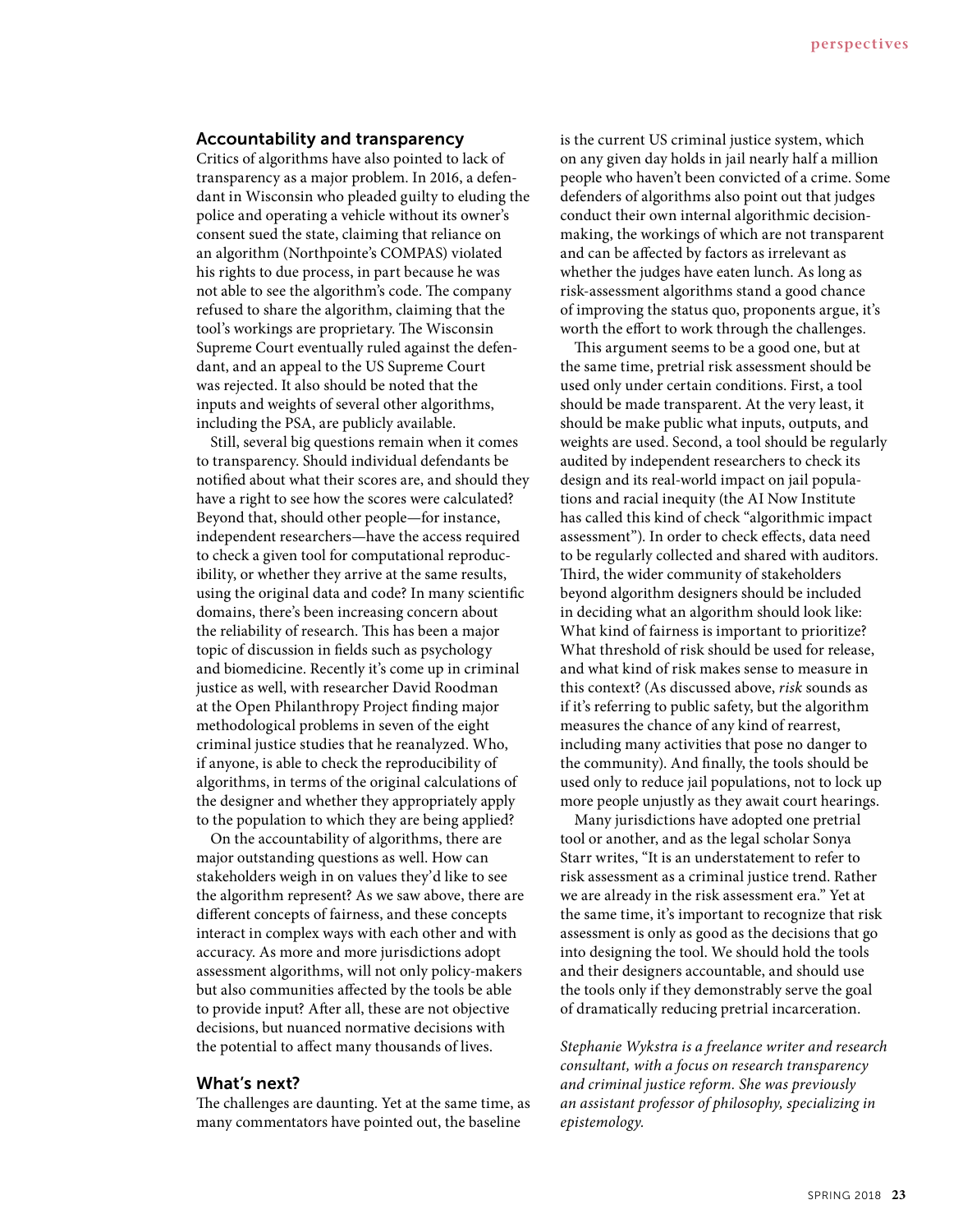## Accountability and transparency

Critics of algorithms have also pointed to lack of transparency as a major problem. In 2016, a defendant in Wisconsin who pleaded guilty to eluding the police and operating a vehicle without its owner's consent sued the state, claiming that reliance on an algorithm (Northpointe's COMPAS) violated his rights to due process, in part because he was not able to see the algorithm's code. The company refused to share the algorithm, claiming that the tool's workings are proprietary. The Wisconsin Supreme Court eventually ruled against the defendant, and an appeal to the US Supreme Court was rejected. It also should be noted that the inputs and weights of several other algorithms, including the PSA, are publicly available.

Still, several big questions remain when it comes to transparency. Should individual defendants be notified about what their scores are, and should they have a right to see how the scores were calculated? Beyond that, should other people—for instance, independent researchers—have the access required to check a given tool for computational reproducibility, or whether they arrive at the same results, using the original data and code? In many scientific domains, there's been increasing concern about the reliability of research. This has been a major topic of discussion in fields such as psychology and biomedicine. Recently it's come up in criminal justice as well, with researcher David Roodman at the Open Philanthropy Project finding major methodological problems in seven of the eight criminal justice studies that he reanalyzed. Who, if anyone, is able to check the reproducibility of algorithms, in terms of the original calculations of the designer and whether they appropriately apply to the population to which they are being applied?

On the accountability of algorithms, there are major outstanding questions as well. How can stakeholders weigh in on values they'd like to see the algorithm represent? As we saw above, there are different concepts of fairness, and these concepts interact in complex ways with each other and with accuracy. As more and more jurisdictions adopt assessment algorithms, will not only policy-makers but also communities affected by the tools be able to provide input? After all, these are not objective decisions, but nuanced normative decisions with the potential to affect many thousands of lives.

## What's next?

The challenges are daunting. Yet at the same time, as many commentators have pointed out, the baseline is the current US criminal justice system, which on any given day holds in jail nearly half a million people who haven't been convicted of a crime. Some defenders of algorithms also point out that judges conduct their own internal algorithmic decision-making, the workings of which are not transparent and can be affected by factors as irrelevant as whether the judges have eaten lunch. As long as risk-assessment algorithms stand a good chance of improving the status quo, proponents argue, it's worth the effort to work through the challenges.

This argument seems to be a good one, but at the same time, pretrial risk assessment should be used only under certain conditions. First, a tool should be made transparent. At the very least, it should be make public what inputs, outputs, and weights are used. Second, a tool should be regularly audited by independent researchers to check its design and its real-world impact on jail populations and racial inequity (the AI Now Institute has called this kind of check "algorithmic impact assessment"). In order to check effects, data need to be regularly collected and shared with auditors. Third, the wider community of stakeholders beyond algorithm designers should be included in deciding what an algorithm should look like: What kind of fairness is important to prioritize? What threshold of risk should be used for release, and what kind of risk makes sense to measure in this context? (As discussed above, *risk* sounds as if it's referring to public safety, but the algorithm measures the chance of any kind of rearrest, including many activities that pose no danger to the community). And finally, the tools should be used only to reduce jail populations, not to lock up more people unjustly as they await court hearings.

Many jurisdictions have adopted one pretrial tool or another, and as the legal scholar Sonya Starr writes, "It is an understatement to refer to risk assessment as a criminal justice trend. Rather we are already in the risk assessment era." Yet at the same time, it's important to recognize that risk assessment is only as good as the decisions that go into designing the tool. We should hold the tools and their designers accountable, and should use the tools only if they demonstrably serve the goal of dramatically reducing pretrial incarceration.

*Stephanie Wykstra is a freelance writer and research consultant, with a focus on research transparency and criminal justice reform. She was previously an assistant professor of philosophy, specializing in epistemology.*